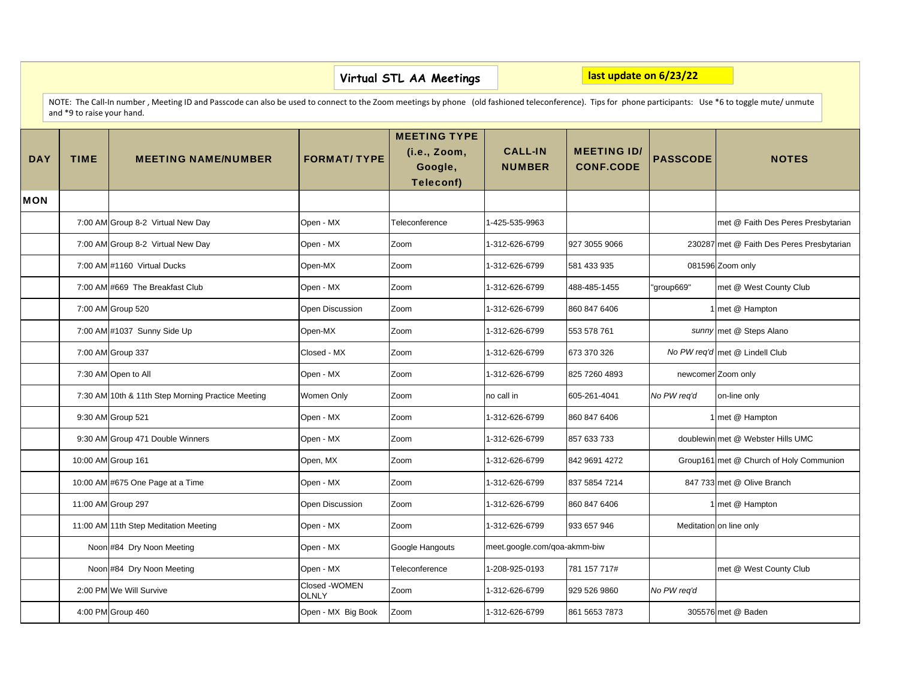# Virtual STL AA Meetings

**last update on 6/23/22**

NOTE: The Call-In number , Meeting ID and Passcode can also be used to connect to the Zoom meetings by phone (old fashioned teleconference). Tips for phone participants: Use *6 to toggle mute/ unmute and *9 to raise your hand.

| DAY | TIME | MEETING NAME/NUMBER | FORMAT/ TYPE | MEETING TYPE (i.e., Zoom, Google, Teleconf) | CALL-IN NUMBER | MEETING ID/ CONF.CODE | PASSCODE | NOTES |
|---|---|---|---|---|---|---|---|---|
| MON | | | | | | | | |
| | 7:00 AM | Group 8-2 Virtual New Day | Open - MX | Teleconference | 1-425-535-9963 | | | met @ Faith Des Peres Presbytarian |
| | 7:00 AM | Group 8-2 Virtual New Day | Open - MX | Zoom | 1-312-626-6799 | 927 3055 9066 | 230287 | met @ Faith Des Peres Presbytarian |
| | 7:00 AM | #1160 Virtual Ducks | Open-MX | Zoom | 1-312-626-6799 | 581 433 935 | 081596 | Zoom only |
| | 7:00 AM | #669 The Breakfast Club | Open - MX | Zoom | 1-312-626-6799 | 488-485-1455 | "group669" | met @ West County Club |
| | 7:00 AM | Group 520 | Open Discussion | Zoom | 1-312-626-6799 | 860 847 6406 | 1 | met @ Hampton |
| | 7:00 AM | #1037 Sunny Side Up | Open-MX | Zoom | 1-312-626-6799 | 553 578 761 | *sunny* | met @ Steps Alano |
| | 7:00 AM | Group 337 | Closed - MX | Zoom | 1-312-626-6799 | 673 370 326 | *No PW req'd* | met @ Lindell Club |
| | 7:30 AM | Open to All | Open - MX | Zoom | 1-312-626-6799 | 825 7260 4893 | newcomer | Zoom only |
| | 7:30 AM | 10th & 11th Step Morning Practice Meeting | Women Only | Zoom | no call in | 605-261-4041 | *No PW req'd* | on-line only |
| | 9:30 AM | Group 521 | Open - MX | Zoom | 1-312-626-6799 | 860 847 6406 | 1 | met @ Hampton |
| | 9:30 AM | Group 471 Double Winners | Open - MX | Zoom | 1-312-626-6799 | 857 633 733 | doublewin | met @ Webster Hills UMC |
| | 10:00 AM | Group 161 | Open, MX | Zoom | 1-312-626-6799 | 842 9691 4272 | Group161 | met @ Church of Holy Communion |
| | 10:00 AM | #675 One Page at a Time | Open - MX | Zoom | 1-312-626-6799 | 837 5854 7214 | 847 733 | met @ Olive Branch |
| | 11:00 AM | Group 297 | Open Discussion | Zoom | 1-312-626-6799 | 860 847 6406 | 1 | met @ Hampton |
| | 11:00 AM | 11th Step Meditation Meeting | Open - MX | Zoom | 1-312-626-6799 | 933 657 946 | Meditation | on line only |
| | Noon | #84 Dry Noon Meeting | Open - MX | Google Hangouts | meet.google.com/qoa-akmm-biw | | | |
| | Noon | #84 Dry Noon Meeting | Open - MX | Teleconference | 1-208-925-0193 | 781 157 717# | | met @ West County Club |
| | 2:00 PM | We Will Survive | Closed -WOMEN OLNLY | Zoom | 1-312-626-6799 | 929 526 9860 | *No PW req'd* | |
| | 4:00 PM | Group 460 | Open - MX Big Book | Zoom | 1-312-626-6799 | 861 5653 7873 | 305576 | met @ Baden |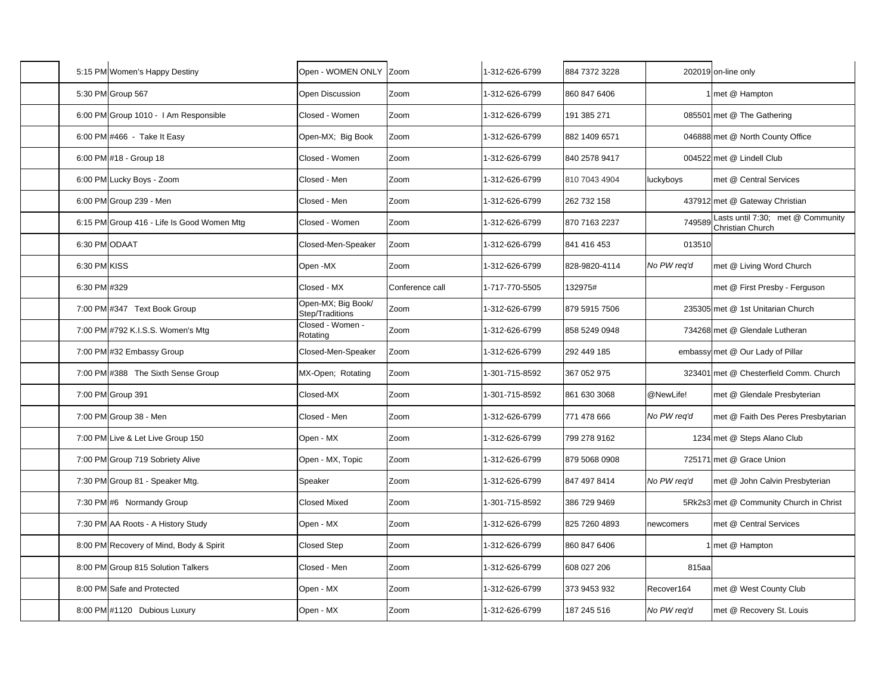| | | | | | | | | |
|---|---|---|---|---|---|---|---|---|
| | 5:15 PM | Women's Happy Destiny | Open - WOMEN ONLY | Zoom | 1-312-626-6799 | 884 7372 3228 | 202019 | on-line only |
| | 5:30 PM | Group 567 | Open Discussion | Zoom | 1-312-626-6799 | 860 847 6406 | 1 | met @ Hampton |
| | 6:00 PM | Group 1010 - I Am Responsible | Closed - Women | Zoom | 1-312-626-6799 | 191 385 271 | 085501 | met @ The Gathering |
| | 6:00 PM | #466 - Take It Easy | Open-MX; Big Book | Zoom | 1-312-626-6799 | 882 1409 6571 | 046888 | met @ North County Office |
| | 6:00 PM | #18 - Group 18 | Closed - Women | Zoom | 1-312-626-6799 | 840 2578 9417 | 004522 | met @ Lindell Club |
| | 6:00 PM | Lucky Boys - Zoom | Closed - Men | Zoom | 1-312-626-6799 | 810 7043 4904 | luckyboys | met @ Central Services |
| | 6:00 PM | Group 239 - Men | Closed - Men | Zoom | 1-312-626-6799 | 262 732 158 | 437912 | met @ Gateway Christian |
| | 6:15 PM | Group 416 - Life Is Good Women Mtg | Closed - Women | Zoom | 1-312-626-6799 | 870 7163 2237 | 749589 | Lasts until 7:30; met @ Community Christian Church |
| | 6:30 PM | ODAAT | Closed-Men-Speaker | Zoom | 1-312-626-6799 | 841 416 453 | 013510 | |
| | 6:30 PM | KISS | Open -MX | Zoom | 1-312-626-6799 | 828-9820-4114 | *No PW req'd* | met @ Living Word Church |
| | 6:30 PM | #329 | Closed - MX | Conference call | 1-717-770-5505 | 132975# | | met @ First Presby - Ferguson |
| | 7:00 PM | #347 Text Book Group | Open-MX; Big Book/ Step/Traditions | Zoom | 1-312-626-6799 | 879 5915 7506 | 235305 | met @ 1st Unitarian Church |
| | 7:00 PM | #792 K.I.S.S. Women's Mtg | Closed - Women - Rotating | Zoom | 1-312-626-6799 | 858 5249 0948 | 734268 | met @ Glendale Lutheran |
| | 7:00 PM | #32 Embassy Group | Closed-Men-Speaker | Zoom | 1-312-626-6799 | 292 449 185 | embassy | met @ Our Lady of Pillar |
| | 7:00 PM | #388 The Sixth Sense Group | MX-Open; Rotating | Zoom | 1-301-715-8592 | 367 052 975 | 323401 | met @ Chesterfield Comm. Church |
| | 7:00 PM | Group 391 | Closed-MX | Zoom | 1-301-715-8592 | 861 630 3068 | @NewLife! | met @ Glendale Presbyterian |
| | 7:00 PM | Group 38 - Men | Closed - Men | Zoom | 1-312-626-6799 | 771 478 666 | *No PW req'd* | met @ Faith Des Peres Presbytarian |
| | 7:00 PM | Live & Let Live Group 150 | Open - MX | Zoom | 1-312-626-6799 | 799 278 9162 | 1234 | met @ Steps Alano Club |
| | 7:00 PM | Group 719 Sobriety Alive | Open - MX, Topic | Zoom | 1-312-626-6799 | 879 5068 0908 | 725171 | met @ Grace Union |
| | 7:30 PM | Group 81 - Speaker Mtg. | Speaker | Zoom | 1-312-626-6799 | 847 497 8414 | *No PW req'd* | met @ John Calvin Presbyterian |
| | 7:30 PM | #6 Normandy Group | Closed Mixed | Zoom | 1-301-715-8592 | 386 729 9469 | 5Rk2s3 | met @ Community Church in Christ |
| | 7:30 PM | AA Roots - A History Study | Open - MX | Zoom | 1-312-626-6799 | 825 7260 4893 | newcomers | met @ Central Services |
| | 8:00 PM | Recovery of Mind, Body & Spirit | Closed Step | Zoom | 1-312-626-6799 | 860 847 6406 | 1 | met @ Hampton |
| | 8:00 PM | Group 815 Solution Talkers | Closed - Men | Zoom | 1-312-626-6799 | 608 027 206 | 815aa | |
| | 8:00 PM | Safe and Protected | Open - MX | Zoom | 1-312-626-6799 | 373 9453 932 | Recover164 | met @ West County Club |
| | 8:00 PM | #1120 Dubious Luxury | Open - MX | Zoom | 1-312-626-6799 | 187 245 516 | *No PW req'd* | met @ Recovery St. Louis |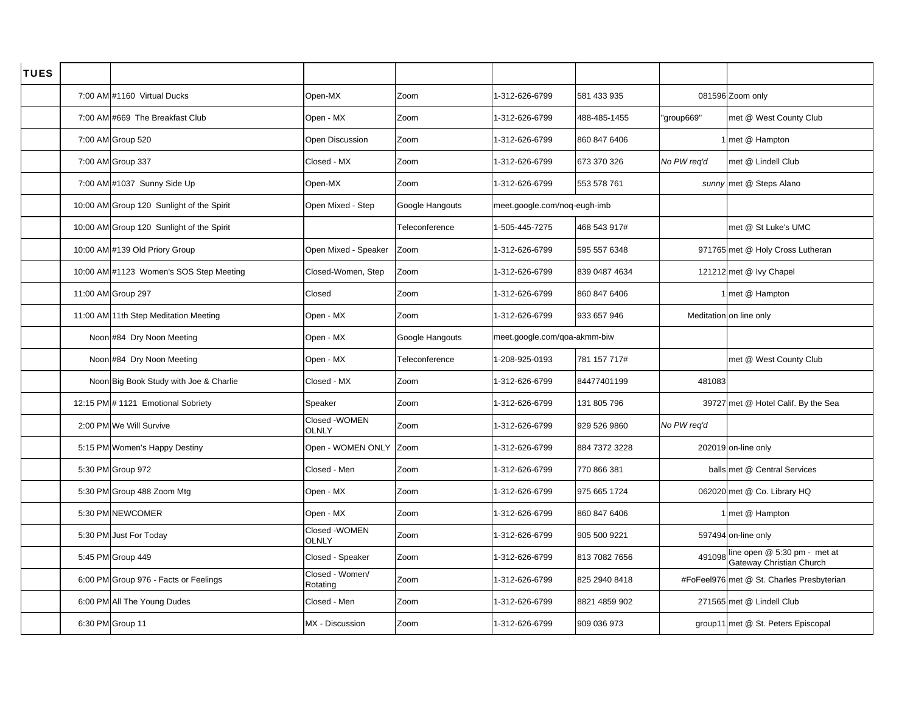| TUES | | | | | | | |
|---|---|---|---|---|---|---|---|
| 7:00 AM | #1160 Virtual Ducks | Open-MX | Zoom | 1-312-626-6799 | 581 433 935 | 081596 | Zoom only |
| 7:00 AM | #669 The Breakfast Club | Open - MX | Zoom | 1-312-626-6799 | 488-485-1455 | "group669" | met @ West County Club |
| 7:00 AM | Group 520 | Open Discussion | Zoom | 1-312-626-6799 | 860 847 6406 | 1 | met @ Hampton |
| 7:00 AM | Group 337 | Closed - MX | Zoom | 1-312-626-6799 | 673 370 326 | *No PW req'd* | met @ Lindell Club |
| 7:00 AM | #1037 Sunny Side Up | Open-MX | Zoom | 1-312-626-6799 | 553 578 761 | *sunny* | met @ Steps Alano |
| 10:00 AM | Group 120 Sunlight of the Spirit | Open Mixed - Step | Google Hangouts | meet.google.com/noq-eugh-imb | | | |
| 10:00 AM | Group 120 Sunlight of the Spirit | | Teleconference | 1-505-445-7275 | 468 543 917# | | met @ St Luke's UMC |
| 10:00 AM | #139 Old Priory Group | Open Mixed - Speaker | Zoom | 1-312-626-6799 | 595 557 6348 | 971765 | met @ Holy Cross Lutheran |
| 10:00 AM | #1123 Women's SOS Step Meeting | Closed-Women, Step | Zoom | 1-312-626-6799 | 839 0487 4634 | 121212 | met @ Ivy Chapel |
| 11:00 AM | Group 297 | Closed | Zoom | 1-312-626-6799 | 860 847 6406 | 1 | met @ Hampton |
| 11:00 AM | 11th Step Meditation Meeting | Open - MX | Zoom | 1-312-626-6799 | 933 657 946 | Meditation | on line only |
| Noon | #84 Dry Noon Meeting | Open - MX | Google Hangouts | meet.google.com/qoa-akmm-biw | | | |
| Noon | #84 Dry Noon Meeting | Open - MX | Teleconference | 1-208-925-0193 | 781 157 717# | | met @ West County Club |
| Noon | Big Book Study with Joe & Charlie | Closed - MX | Zoom | 1-312-626-6799 | 84477401199 | 481083 | |
| 12:15 PM | # 1121 Emotional Sobriety | Speaker | Zoom | 1-312-626-6799 | 131 805 796 | 39727 | met @ Hotel Calif. By the Sea |
| 2:00 PM | We Will Survive | Closed -WOMEN OLNLY | Zoom | 1-312-626-6799 | 929 526 9860 | *No PW req'd* | |
| 5:15 PM | Women's Happy Destiny | Open - WOMEN ONLY | Zoom | 1-312-626-6799 | 884 7372 3228 | 202019 | on-line only |
| 5:30 PM | Group 972 | Closed - Men | Zoom | 1-312-626-6799 | 770 866 381 | balls | met @ Central Services |
| 5:30 PM | Group 488 Zoom Mtg | Open - MX | Zoom | 1-312-626-6799 | 975 665 1724 | 062020 | met @ Co. Library HQ |
| 5:30 PM | NEWCOMER | Open - MX | Zoom | 1-312-626-6799 | 860 847 6406 | 1 | met @ Hampton |
| 5:30 PM | Just For Today | Closed -WOMEN OLNLY | Zoom | 1-312-626-6799 | 905 500 9221 | 597494 | on-line only |
| 5:45 PM | Group 449 | Closed - Speaker | Zoom | 1-312-626-6799 | 813 7082 7656 | 491098 | line open @ 5:30 pm - met at Gateway Christian Church |
| 6:00 PM | Group 976 - Facts or Feelings | Closed - Women/ Rotating | Zoom | 1-312-626-6799 | 825 2940 8418 | #FoFeel976 | met @ St. Charles Presbyterian |
| 6:00 PM | All The Young Dudes | Closed - Men | Zoom | 1-312-626-6799 | 8821 4859 902 | 271565 | met @ Lindell Club |
| 6:30 PM | Group 11 | MX - Discussion | Zoom | 1-312-626-6799 | 909 036 973 | group11 | met @ St. Peters Episcopal |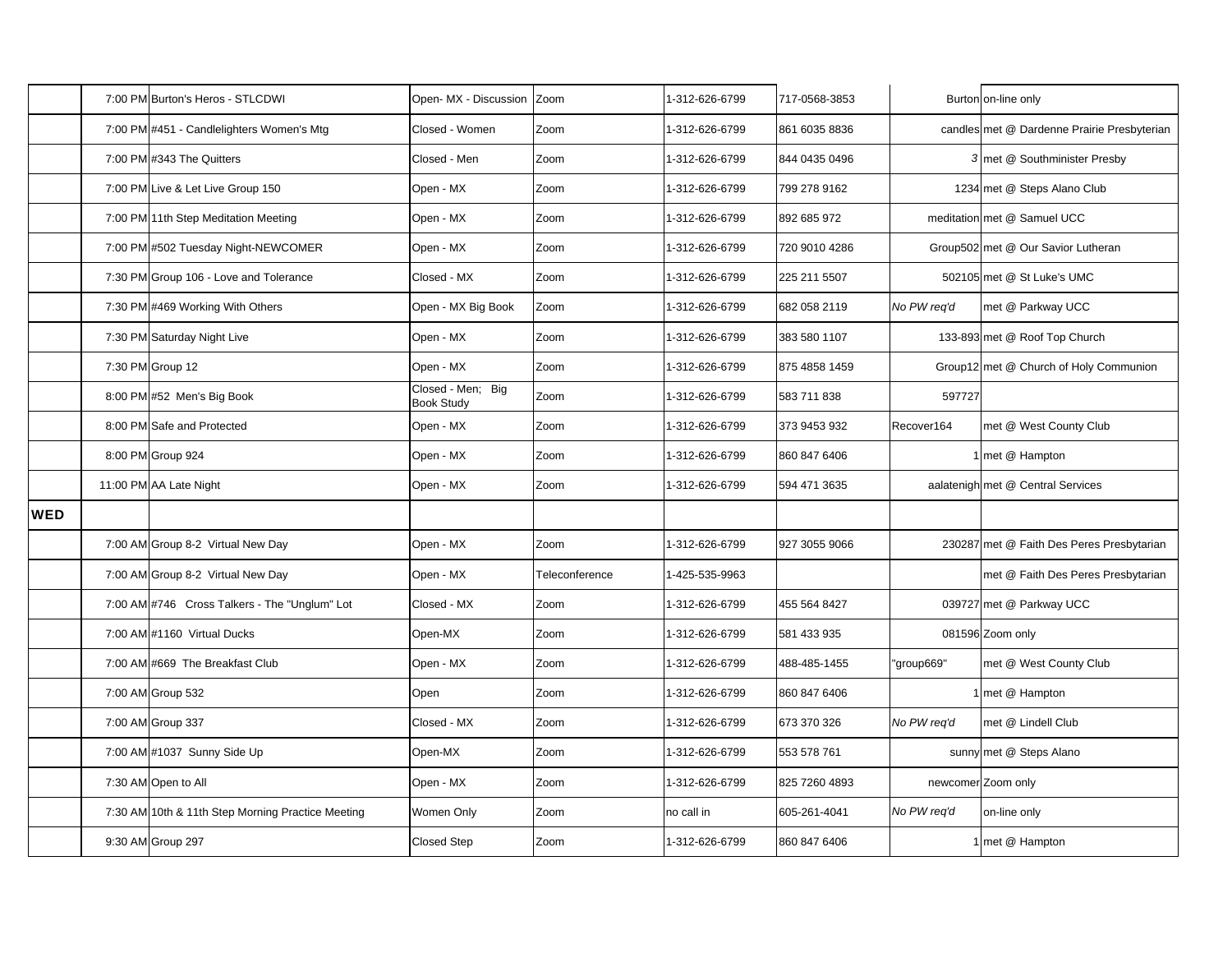| | | | | | | | | |
|---|---|---|---|---|---|---|---|---|
| | 7:00 PM | Burton's Heros - STLCDWI | Open- MX - Discussion | Zoom | 1-312-626-6799 | 717-0568-3853 | Burton | on-line only |
| | 7:00 PM | #451 - Candlelighters Women's Mtg | Closed - Women | Zoom | 1-312-626-6799 | 861 6035 8836 | candles | met @ Dardenne Prairie Presbyterian |
| | 7:00 PM | #343 The Quitters | Closed - Men | Zoom | 1-312-626-6799 | 844 0435 0496 | *3* | met @ Southminister Presby |
| | 7:00 PM | Live & Let Live Group 150 | Open - MX | Zoom | 1-312-626-6799 | 799 278 9162 | 1234 | met @ Steps Alano Club |
| | 7:00 PM | 11th Step Meditation Meeting | Open - MX | Zoom | 1-312-626-6799 | 892 685 972 | meditation | met @ Samuel UCC |
| | 7:00 PM | #502 Tuesday Night-NEWCOMER | Open - MX | Zoom | 1-312-626-6799 | 720 9010 4286 | Group502 | met @ Our Savior Lutheran |
| | 7:30 PM | Group 106 - Love and Tolerance | Closed - MX | Zoom | 1-312-626-6799 | 225 211 5507 | 502105 | met @ St Luke's UMC |
| | 7:30 PM | #469 Working With Others | Open - MX Big Book | Zoom | 1-312-626-6799 | 682 058 2119 | *No PW req'd* | met @ Parkway UCC |
| | 7:30 PM | Saturday Night Live | Open - MX | Zoom | 1-312-626-6799 | 383 580 1107 | 133-893 | met @ Roof Top Church |
| | 7:30 PM | Group 12 | Open - MX | Zoom | 1-312-626-6799 | 875 4858 1459 | Group12 | met @ Church of Holy Communion |
| | 8:00 PM | #52 Men's Big Book | Closed - Men; Big Book Study | Zoom | 1-312-626-6799 | 583 711 838 | 597727 | |
| | 8:00 PM | Safe and Protected | Open - MX | Zoom | 1-312-626-6799 | 373 9453 932 | Recover164 | met @ West County Club |
| | 8:00 PM | Group 924 | Open - MX | Zoom | 1-312-626-6799 | 860 847 6406 | 1 | met @ Hampton |
| | 11:00 PM | AA Late Night | Open - MX | Zoom | 1-312-626-6799 | 594 471 3635 | aalatenigh | met @ Central Services |
| **WED** | | | | | | | | |
| | 7:00 AM | Group 8-2 Virtual New Day | Open - MX | Zoom | 1-312-626-6799 | 927 3055 9066 | 230287 | met @ Faith Des Peres Presbytarian |
| | 7:00 AM | Group 8-2 Virtual New Day | Open - MX | Teleconference | 1-425-535-9963 | | | met @ Faith Des Peres Presbytarian |
| | 7:00 AM | #746 Cross Talkers - The "Unglum" Lot | Closed - MX | Zoom | 1-312-626-6799 | 455 564 8427 | 039727 | met @ Parkway UCC |
| | 7:00 AM | #1160 Virtual Ducks | Open-MX | Zoom | 1-312-626-6799 | 581 433 935 | 081596 | Zoom only |
| | 7:00 AM | #669 The Breakfast Club | Open - MX | Zoom | 1-312-626-6799 | 488-485-1455 | "group669" | met @ West County Club |
| | 7:00 AM | Group 532 | Open | Zoom | 1-312-626-6799 | 860 847 6406 | 1 | met @ Hampton |
| | 7:00 AM | Group 337 | Closed - MX | Zoom | 1-312-626-6799 | 673 370 326 | *No PW req'd* | met @ Lindell Club |
| | 7:00 AM | #1037 Sunny Side Up | Open-MX | Zoom | 1-312-626-6799 | 553 578 761 | sunny | met @ Steps Alano |
| | 7:30 AM | Open to All | Open - MX | Zoom | 1-312-626-6799 | 825 7260 4893 | newcomer | Zoom only |
| | 7:30 AM | 10th & 11th Step Morning Practice Meeting | Women Only | Zoom | no call in | 605-261-4041 | *No PW req'd* | on-line only |
| | 9:30 AM | Group 297 | Closed Step | Zoom | 1-312-626-6799 | 860 847 6406 | 1 | met @ Hampton |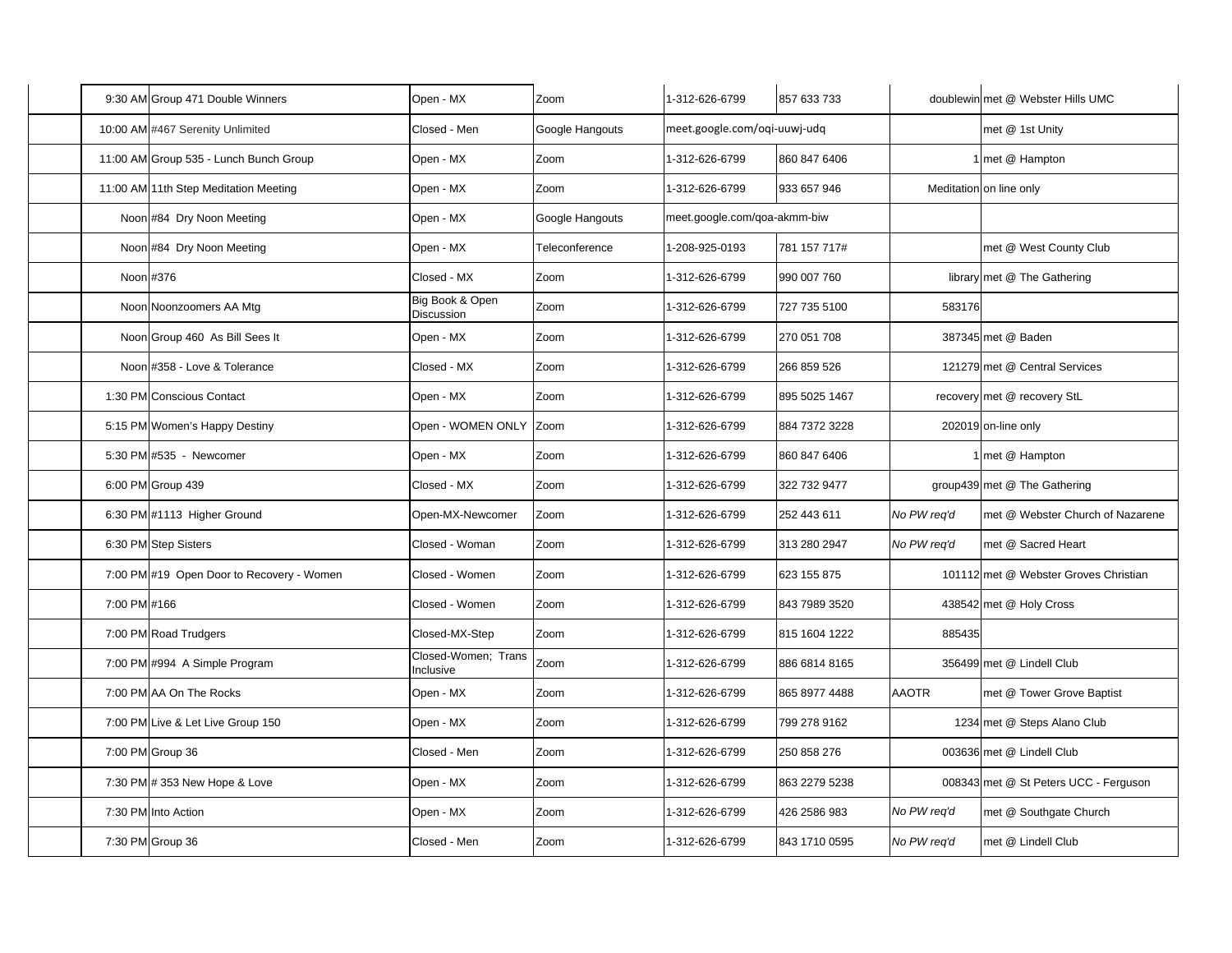| | Time | Meeting | Type | Platform | Phone/Link | Meeting ID | Password | Location |
|---|---|---|---|---|---|---|---|---|
| | 9:30 AM | Group 471 Double Winners | Open - MX | Zoom | 1-312-626-6799 | 857 633 733 | doublewin | met @ Webster Hills UMC |
| | 10:00 AM | #467 Serenity Unlimited | Closed - Men | Google Hangouts | meet.google.com/oqi-uuwj-udq | | | met @ 1st Unity |
| | 11:00 AM | Group 535 - Lunch Bunch Group | Open - MX | Zoom | 1-312-626-6799 | 860 847 6406 | 1 | met @ Hampton |
| | 11:00 AM | 11th Step Meditation Meeting | Open - MX | Zoom | 1-312-626-6799 | 933 657 946 | Meditation | on line only |
| | Noon | #84 Dry Noon Meeting | Open - MX | Google Hangouts | meet.google.com/qoa-akmm-biw | | | |
| | Noon | #84 Dry Noon Meeting | Open - MX | Teleconference | 1-208-925-0193 | 781 157 717# | | met @ West County Club |
| | Noon | #376 | Closed - MX | Zoom | 1-312-626-6799 | 990 007 760 | library | met @ The Gathering |
| | Noon | Noonzoomers AA Mtg | Big Book & Open Discussion | Zoom | 1-312-626-6799 | 727 735 5100 | 583176 | |
| | Noon | Group 460 As Bill Sees It | Open - MX | Zoom | 1-312-626-6799 | 270 051 708 | 387345 | met @ Baden |
| | Noon | #358 - Love & Tolerance | Closed - MX | Zoom | 1-312-626-6799 | 266 859 526 | 121279 | met @ Central Services |
| | 1:30 PM | Conscious Contact | Open - MX | Zoom | 1-312-626-6799 | 895 5025 1467 | recovery | met @ recovery StL |
| | 5:15 PM | Women's Happy Destiny | Open - WOMEN ONLY | Zoom | 1-312-626-6799 | 884 7372 3228 | 202019 | on-line only |
| | 5:30 PM | #535 - Newcomer | Open - MX | Zoom | 1-312-626-6799 | 860 847 6406 | 1 | met @ Hampton |
| | 6:00 PM | Group 439 | Closed - MX | Zoom | 1-312-626-6799 | 322 732 9477 | group439 | met @ The Gathering |
| | 6:30 PM | #1113 Higher Ground | Open-MX-Newcomer | Zoom | 1-312-626-6799 | 252 443 611 | *No PW req'd* | met @ Webster Church of Nazarene |
| | 6:30 PM | Step Sisters | Closed - Woman | Zoom | 1-312-626-6799 | 313 280 2947 | *No PW req'd* | met @ Sacred Heart |
| | 7:00 PM | #19 Open Door to Recovery - Women | Closed - Women | Zoom | 1-312-626-6799 | 623 155 875 | 101112 | met @ Webster Groves Christian |
| | 7:00 PM | #166 | Closed - Women | Zoom | 1-312-626-6799 | 843 7989 3520 | 438542 | met @ Holy Cross |
| | 7:00 PM | Road Trudgers | Closed-MX-Step | Zoom | 1-312-626-6799 | 815 1604 1222 | 885435 | |
| | 7:00 PM | #994 A Simple Program | Closed-Women; Trans Inclusive | Zoom | 1-312-626-6799 | 886 6814 8165 | 356499 | met @ Lindell Club |
| | 7:00 PM | AA On The Rocks | Open - MX | Zoom | 1-312-626-6799 | 865 8977 4488 | AAOTR | met @ Tower Grove Baptist |
| | 7:00 PM | Live & Let Live Group 150 | Open - MX | Zoom | 1-312-626-6799 | 799 278 9162 | 1234 | met @ Steps Alano Club |
| | 7:00 PM | Group 36 | Closed - Men | Zoom | 1-312-626-6799 | 250 858 276 | 003636 | met @ Lindell Club |
| | 7:30 PM | # 353 New Hope & Love | Open - MX | Zoom | 1-312-626-6799 | 863 2279 5238 | 008343 | met @ St Peters UCC - Ferguson |
| | 7:30 PM | Into Action | Open - MX | Zoom | 1-312-626-6799 | 426 2586 983 | *No PW req'd* | met @ Southgate Church |
| | 7:30 PM | Group 36 | Closed - Men | Zoom | 1-312-626-6799 | 843 1710 0595 | *No PW req'd* | met @ Lindell Club |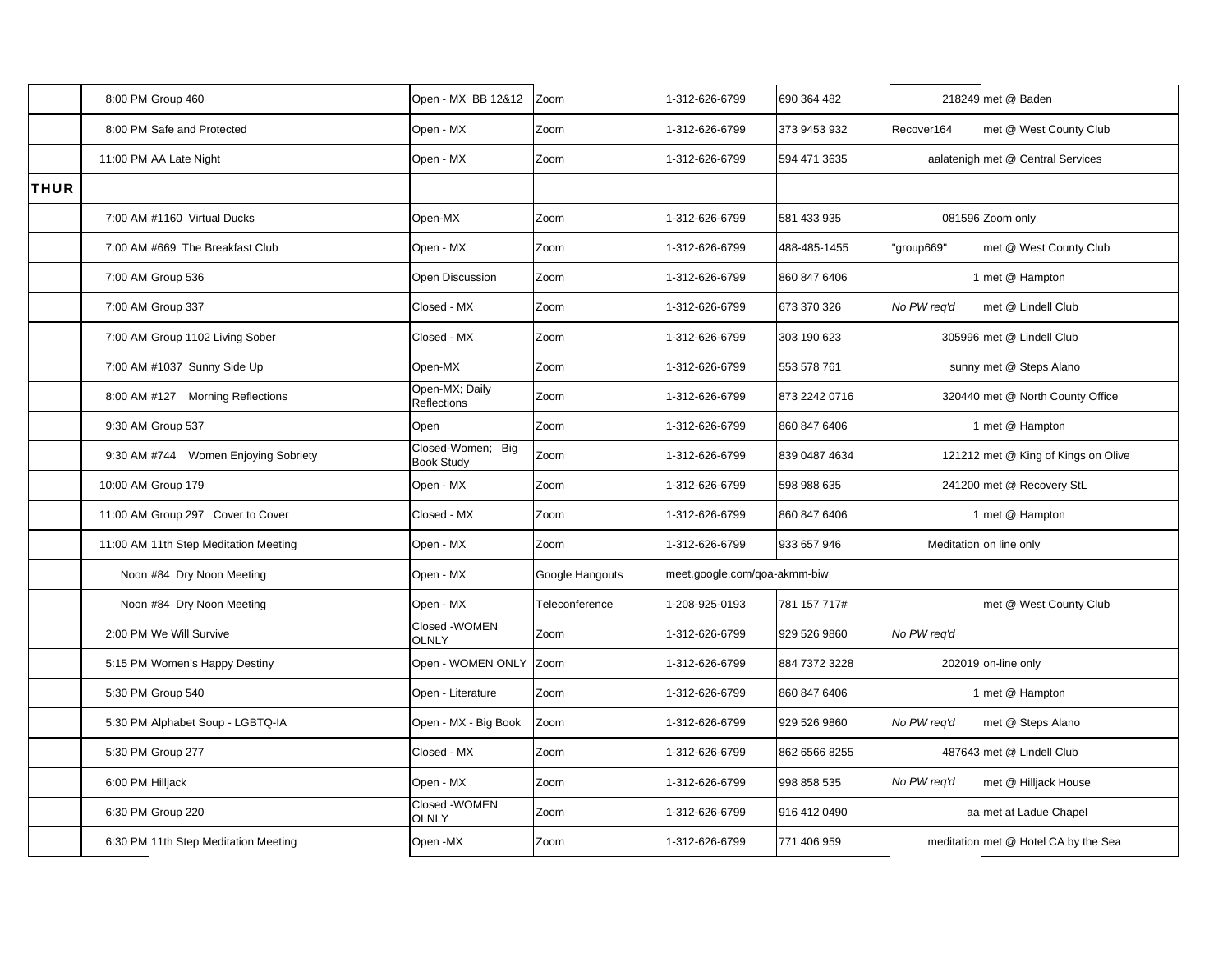| | | | | | | | | |
|---|---|---|---|---|---|---|---|---|
| | 8:00 PM | Group 460 | Open - MX BB 12&12 | Zoom | 1-312-626-6799 | 690 364 482 | 218249 | met @ Baden |
| | 8:00 PM | Safe and Protected | Open - MX | Zoom | 1-312-626-6799 | 373 9453 932 | Recover164 | met @ West County Club |
| | 11:00 PM | AA Late Night | Open - MX | Zoom | 1-312-626-6799 | 594 471 3635 | aalatenigh | met @ Central Services |
| **THUR** | | | | | | | | |
| | 7:00 AM | #1160 Virtual Ducks | Open-MX | Zoom | 1-312-626-6799 | 581 433 935 | 081596 | Zoom only |
| | 7:00 AM | #669 The Breakfast Club | Open - MX | Zoom | 1-312-626-6799 | 488-485-1455 | "group669" | met @ West County Club |
| | 7:00 AM | Group 536 | Open Discussion | Zoom | 1-312-626-6799 | 860 847 6406 | 1 | met @ Hampton |
| | 7:00 AM | Group 337 | Closed - MX | Zoom | 1-312-626-6799 | 673 370 326 | *No PW req'd* | met @ Lindell Club |
| | 7:00 AM | Group 1102 Living Sober | Closed - MX | Zoom | 1-312-626-6799 | 303 190 623 | 305996 | met @ Lindell Club |
| | 7:00 AM | #1037 Sunny Side Up | Open-MX | Zoom | 1-312-626-6799 | 553 578 761 | sunny | met @ Steps Alano |
| | 8:00 AM | #127 Morning Reflections | Open-MX; Daily Reflections | Zoom | 1-312-626-6799 | 873 2242 0716 | 320440 | met @ North County Office |
| | 9:30 AM | Group 537 | Open | Zoom | 1-312-626-6799 | 860 847 6406 | 1 | met @ Hampton |
| | 9:30 AM | #744 Women Enjoying Sobriety | Closed-Women; Big Book Study | Zoom | 1-312-626-6799 | 839 0487 4634 | 121212 | met @ King of Kings on Olive |
| | 10:00 AM | Group 179 | Open - MX | Zoom | 1-312-626-6799 | 598 988 635 | 241200 | met @ Recovery StL |
| | 11:00 AM | Group 297 Cover to Cover | Closed - MX | Zoom | 1-312-626-6799 | 860 847 6406 | 1 | met @ Hampton |
| | 11:00 AM | 11th Step Meditation Meeting | Open - MX | Zoom | 1-312-626-6799 | 933 657 946 | Meditation | on line only |
| | Noon | #84 Dry Noon Meeting | Open - MX | Google Hangouts | meet.google.com/qoa-akmm-biw | | | |
| | Noon | #84 Dry Noon Meeting | Open - MX | Teleconference | 1-208-925-0193 | 781 157 717# | | met @ West County Club |
| | 2:00 PM | We Will Survive | Closed -WOMEN OLNLY | Zoom | 1-312-626-6799 | 929 526 9860 | *No PW req'd* | |
| | 5:15 PM | Women's Happy Destiny | Open - WOMEN ONLY | Zoom | 1-312-626-6799 | 884 7372 3228 | 202019 | on-line only |
| | 5:30 PM | Group 540 | Open - Literature | Zoom | 1-312-626-6799 | 860 847 6406 | 1 | met @ Hampton |
| | 5:30 PM | Alphabet Soup - LGBTQ-IA | Open - MX - Big Book | Zoom | 1-312-626-6799 | 929 526 9860 | *No PW req'd* | met @ Steps Alano |
| | 5:30 PM | Group 277 | Closed - MX | Zoom | 1-312-626-6799 | 862 6566 8255 | 487643 | met @ Lindell Club |
| | 6:00 PM | Hilljack | Open - MX | Zoom | 1-312-626-6799 | 998 858 535 | *No PW req'd* | met @ Hilljack House |
| | 6:30 PM | Group 220 | Closed -WOMEN OLNLY | Zoom | 1-312-626-6799 | 916 412 0490 | aa | met at Ladue Chapel |
| | 6:30 PM | 11th Step Meditation Meeting | Open -MX | Zoom | 1-312-626-6799 | 771 406 959 | meditation | met @ Hotel CA by the Sea |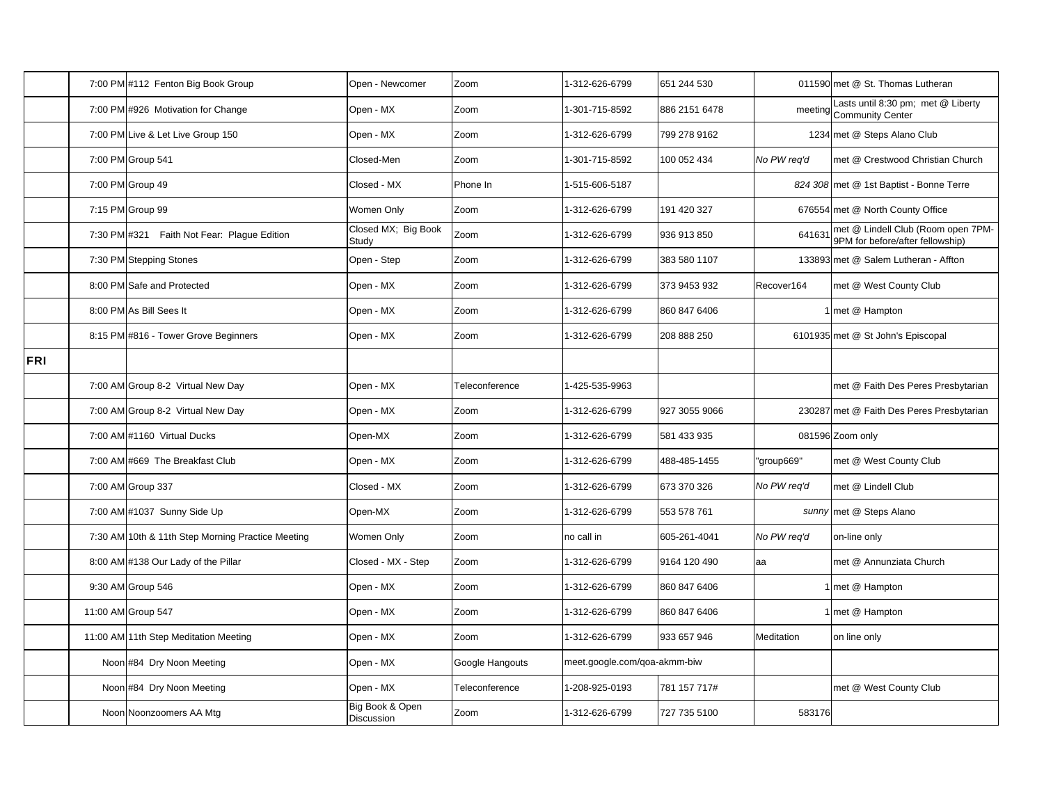| | | | | | | | | |
|---|---|---|---|---|---|---|---|---|
| | 7:00 PM | #112 Fenton Big Book Group | Open - Newcomer | Zoom | 1-312-626-6799 | 651 244 530 | 011590 | met @ St. Thomas Lutheran |
| | 7:00 PM | #926 Motivation for Change | Open - MX | Zoom | 1-301-715-8592 | 886 2151 6478 | meeting | Lasts until 8:30 pm; met @ Liberty Community Center |
| | 7:00 PM | Live & Let Live Group 150 | Open - MX | Zoom | 1-312-626-6799 | 799 278 9162 | 1234 | met @ Steps Alano Club |
| | 7:00 PM | Group 541 | Closed-Men | Zoom | 1-301-715-8592 | 100 052 434 | *No PW req'd* | met @ Crestwood Christian Church |
| | 7:00 PM | Group 49 | Closed - MX | Phone In | 1-515-606-5187 | | *824 308* | met @ 1st Baptist - Bonne Terre |
| | 7:15 PM | Group 99 | Women Only | Zoom | 1-312-626-6799 | 191 420 327 | 676554 | met @ North County Office |
| | 7:30 PM | #321 Faith Not Fear: Plague Edition | Closed MX; Big Book Study | Zoom | 1-312-626-6799 | 936 913 850 | 641631 | met @ Lindell Club (Room open 7PM-9PM for before/after fellowship) |
| | 7:30 PM | Stepping Stones | Open - Step | Zoom | 1-312-626-6799 | 383 580 1107 | 133893 | met @ Salem Lutheran - Affton |
| | 8:00 PM | Safe and Protected | Open - MX | Zoom | 1-312-626-6799 | 373 9453 932 | Recover164 | met @ West County Club |
| | 8:00 PM | As Bill Sees It | Open - MX | Zoom | 1-312-626-6799 | 860 847 6406 | 1 | met @ Hampton |
| | 8:15 PM | #816 - Tower Grove Beginners | Open - MX | Zoom | 1-312-626-6799 | 208 888 250 | 6101935 | met @ St John's Episcopal |
| **FRI** | | | | | | | | |
| | 7:00 AM | Group 8-2 Virtual New Day | Open - MX | Teleconference | 1-425-535-9963 | | | met @ Faith Des Peres Presbytarian |
| | 7:00 AM | Group 8-2 Virtual New Day | Open - MX | Zoom | 1-312-626-6799 | 927 3055 9066 | 230287 | met @ Faith Des Peres Presbytarian |
| | 7:00 AM | #1160 Virtual Ducks | Open-MX | Zoom | 1-312-626-6799 | 581 433 935 | 081596 | Zoom only |
| | 7:00 AM | #669 The Breakfast Club | Open - MX | Zoom | 1-312-626-6799 | 488-485-1455 | "group669" | met @ West County Club |
| | 7:00 AM | Group 337 | Closed - MX | Zoom | 1-312-626-6799 | 673 370 326 | *No PW req'd* | met @ Lindell Club |
| | 7:00 AM | #1037 Sunny Side Up | Open-MX | Zoom | 1-312-626-6799 | 553 578 761 | *sunny* | met @ Steps Alano |
| | 7:30 AM | 10th & 11th Step Morning Practice Meeting | Women Only | Zoom | no call in | 605-261-4041 | *No PW req'd* | on-line only |
| | 8:00 AM | #138 Our Lady of the Pillar | Closed - MX - Step | Zoom | 1-312-626-6799 | 9164 120 490 | aa | met @ Annunziata Church |
| | 9:30 AM | Group 546 | Open - MX | Zoom | 1-312-626-6799 | 860 847 6406 | 1 | met @ Hampton |
| | 11:00 AM | Group 547 | Open - MX | Zoom | 1-312-626-6799 | 860 847 6406 | 1 | met @ Hampton |
| | 11:00 AM | 11th Step Meditation Meeting | Open - MX | Zoom | 1-312-626-6799 | 933 657 946 | Meditation | on line only |
| | Noon | #84 Dry Noon Meeting | Open - MX | Google Hangouts | meet.google.com/qoa-akmm-biw | | | |
| | Noon | #84 Dry Noon Meeting | Open - MX | Teleconference | 1-208-925-0193 | 781 157 717# | | met @ West County Club |
| | Noon | Noonzoomers AA Mtg | Big Book & Open Discussion | Zoom | 1-312-626-6799 | 727 735 5100 | 583176 | |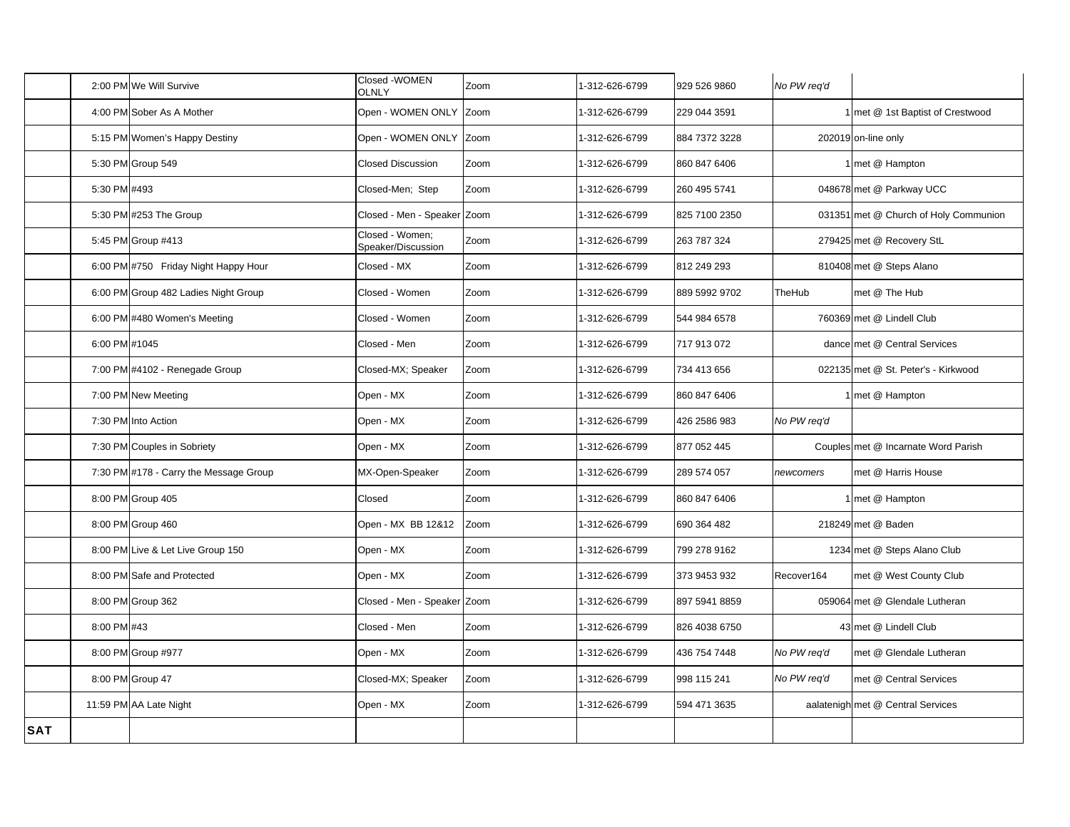| | | | | | | | | |
|---|---|---|---|---|---|---|---|---|
| | 2:00 PM | We Will Survive | Closed -WOMEN OLNLY | Zoom | 1-312-626-6799 | 929 526 9860 | *No PW req'd* | |
| | 4:00 PM | Sober As A Mother | Open - WOMEN ONLY | Zoom | 1-312-626-6799 | 229 044 3591 | 1 | met @ 1st Baptist of Crestwood |
| | 5:15 PM | Women's Happy Destiny | Open - WOMEN ONLY | Zoom | 1-312-626-6799 | 884 7372 3228 | 202019 | on-line only |
| | 5:30 PM | Group 549 | Closed Discussion | Zoom | 1-312-626-6799 | 860 847 6406 | 1 | met @ Hampton |
| | 5:30 PM | #493 | Closed-Men; Step | Zoom | 1-312-626-6799 | 260 495 5741 | 048678 | met @ Parkway UCC |
| | 5:30 PM | #253 The Group | Closed - Men - Speaker | Zoom | 1-312-626-6799 | 825 7100 2350 | 031351 | met @ Church of Holy Communion |
| | 5:45 PM | Group #413 | Closed - Women; Speaker/Discussion | Zoom | 1-312-626-6799 | 263 787 324 | 279425 | met @ Recovery StL |
| | 6:00 PM | #750 Friday Night Happy Hour | Closed - MX | Zoom | 1-312-626-6799 | 812 249 293 | 810408 | met @ Steps Alano |
| | 6:00 PM | Group 482 Ladies Night Group | Closed - Women | Zoom | 1-312-626-6799 | 889 5992 9702 | TheHub | met @ The Hub |
| | 6:00 PM | #480 Women's Meeting | Closed - Women | Zoom | 1-312-626-6799 | 544 984 6578 | 760369 | met @ Lindell Club |
| | 6:00 PM | #1045 | Closed - Men | Zoom | 1-312-626-6799 | 717 913 072 | dance | met @ Central Services |
| | 7:00 PM | #4102 - Renegade Group | Closed-MX; Speaker | Zoom | 1-312-626-6799 | 734 413 656 | 022135 | met @ St. Peter's - Kirkwood |
| | 7:00 PM | New Meeting | Open - MX | Zoom | 1-312-626-6799 | 860 847 6406 | 1 | met @ Hampton |
| | 7:30 PM | Into Action | Open - MX | Zoom | 1-312-626-6799 | 426 2586 983 | *No PW req'd* | |
| | 7:30 PM | Couples in Sobriety | Open - MX | Zoom | 1-312-626-6799 | 877 052 445 | Couples | met @ Incarnate Word Parish |
| | 7:30 PM | #178 - Carry the Message Group | MX-Open-Speaker | Zoom | 1-312-626-6799 | 289 574 057 | *newcomers* | met @ Harris House |
| | 8:00 PM | Group 405 | Closed | Zoom | 1-312-626-6799 | 860 847 6406 | 1 | met @ Hampton |
| | 8:00 PM | Group 460 | Open - MX BB 12&12 | Zoom | 1-312-626-6799 | 690 364 482 | 218249 | met @ Baden |
| | 8:00 PM | Live & Let Live Group 150 | Open - MX | Zoom | 1-312-626-6799 | 799 278 9162 | 1234 | met @ Steps Alano Club |
| | 8:00 PM | Safe and Protected | Open - MX | Zoom | 1-312-626-6799 | 373 9453 932 | Recover164 | met @ West County Club |
| | 8:00 PM | Group 362 | Closed - Men - Speaker | Zoom | 1-312-626-6799 | 897 5941 8859 | 059064 | met @ Glendale Lutheran |
| | 8:00 PM | #43 | Closed - Men | Zoom | 1-312-626-6799 | 826 4038 6750 | 43 | met @ Lindell Club |
| | 8:00 PM | Group #977 | Open - MX | Zoom | 1-312-626-6799 | 436 754 7448 | *No PW req'd* | met @ Glendale Lutheran |
| | 8:00 PM | Group 47 | Closed-MX; Speaker | Zoom | 1-312-626-6799 | 998 115 241 | *No PW req'd* | met @ Central Services |
| | 11:59 PM | AA Late Night | Open - MX | Zoom | 1-312-626-6799 | 594 471 3635 | aalatenigh | met @ Central Services |
| **SAT** | | | | | | | | |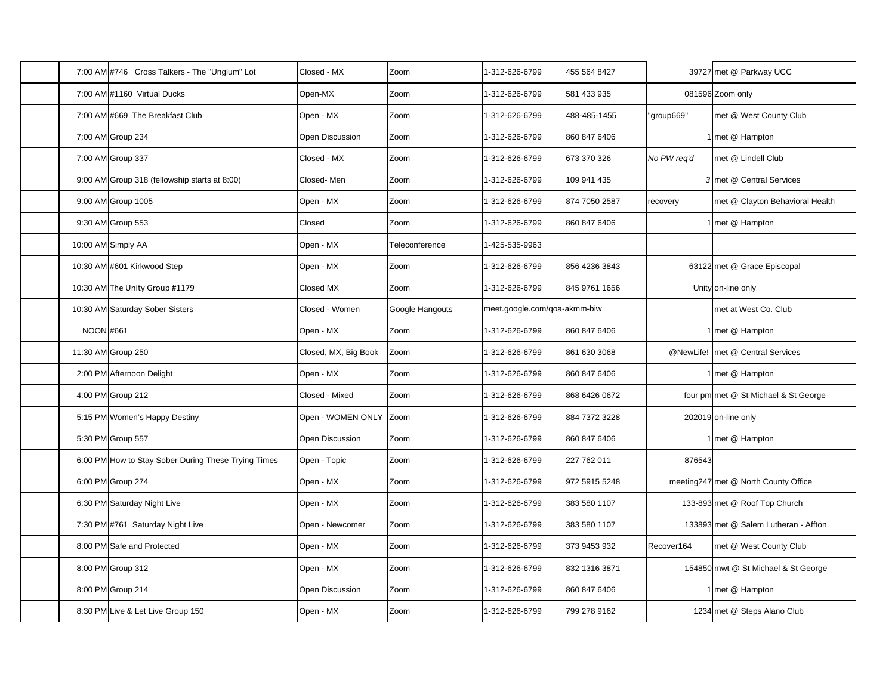| | | | | | | | | |
|---|---|---|---|---|---|---|---|---|
| | 7:00 AM | #746 Cross Talkers - The "Unglum" Lot | Closed - MX | Zoom | 1-312-626-6799 | 455 564 8427 | 39727 | met @ Parkway UCC |
| | 7:00 AM | #1160 Virtual Ducks | Open-MX | Zoom | 1-312-626-6799 | 581 433 935 | 081596 | Zoom only |
| | 7:00 AM | #669 The Breakfast Club | Open - MX | Zoom | 1-312-626-6799 | 488-485-1455 | "group669" | met @ West County Club |
| | 7:00 AM | Group 234 | Open Discussion | Zoom | 1-312-626-6799 | 860 847 6406 | 1 | met @ Hampton |
| | 7:00 AM | Group 337 | Closed - MX | Zoom | 1-312-626-6799 | 673 370 326 | *No PW req'd* | met @ Lindell Club |
| | 9:00 AM | Group 318 (fellowship starts at 8:00) | Closed- Men | Zoom | 1-312-626-6799 | 109 941 435 | *3* | met @ Central Services |
| | 9:00 AM | Group 1005 | Open - MX | Zoom | 1-312-626-6799 | 874 7050 2587 | recovery | met @ Clayton Behavioral Health |
| | 9:30 AM | Group 553 | Closed | Zoom | 1-312-626-6799 | 860 847 6406 | 1 | met @ Hampton |
| | 10:00 AM | Simply AA | Open - MX | Teleconference | 1-425-535-9963 | | | |
| | 10:30 AM | #601 Kirkwood Step | Open - MX | Zoom | 1-312-626-6799 | 856 4236 3843 | 63122 | met @ Grace Episcopal |
| | 10:30 AM | The Unity Group #1179 | Closed MX | Zoom | 1-312-626-6799 | 845 9761 1656 | Unity | on-line only |
| | 10:30 AM | Saturday Sober Sisters | Closed - Women | Google Hangouts | meet.google.com/qoa-akmm-biw | | | met at West Co. Club |
| | NOON | #661 | Open - MX | Zoom | 1-312-626-6799 | 860 847 6406 | 1 | met @ Hampton |
| | 11:30 AM | Group 250 | Closed, MX, Big Book | Zoom | 1-312-626-6799 | 861 630 3068 | @NewLife! | met @ Central Services |
| | 2:00 PM | Afternoon Delight | Open - MX | Zoom | 1-312-626-6799 | 860 847 6406 | 1 | met @ Hampton |
| | 4:00 PM | Group 212 | Closed - Mixed | Zoom | 1-312-626-6799 | 868 6426 0672 | four pm | met @ St Michael & St George |
| | 5:15 PM | Women's Happy Destiny | Open - WOMEN ONLY | Zoom | 1-312-626-6799 | 884 7372 3228 | 202019 | on-line only |
| | 5:30 PM | Group 557 | Open Discussion | Zoom | 1-312-626-6799 | 860 847 6406 | 1 | met @ Hampton |
| | 6:00 PM | How to Stay Sober During These Trying Times | Open - Topic | Zoom | 1-312-626-6799 | 227 762 011 | 876543 | |
| | 6:00 PM | Group 274 | Open - MX | Zoom | 1-312-626-6799 | 972 5915 5248 | meeting247 | met @ North County Office |
| | 6:30 PM | Saturday Night Live | Open - MX | Zoom | 1-312-626-6799 | 383 580 1107 | 133-893 | met @ Roof Top Church |
| | 7:30 PM | #761 Saturday Night Live | Open - Newcomer | Zoom | 1-312-626-6799 | 383 580 1107 | 133893 | met @ Salem Lutheran - Affton |
| | 8:00 PM | Safe and Protected | Open - MX | Zoom | 1-312-626-6799 | 373 9453 932 | Recover164 | met @ West County Club |
| | 8:00 PM | Group 312 | Open - MX | Zoom | 1-312-626-6799 | 832 1316 3871 | 154850 | mwt @ St Michael & St George |
| | 8:00 PM | Group 214 | Open Discussion | Zoom | 1-312-626-6799 | 860 847 6406 | 1 | met @ Hampton |
| | 8:30 PM | Live & Let Live Group 150 | Open - MX | Zoom | 1-312-626-6799 | 799 278 9162 | 1234 | met @ Steps Alano Club |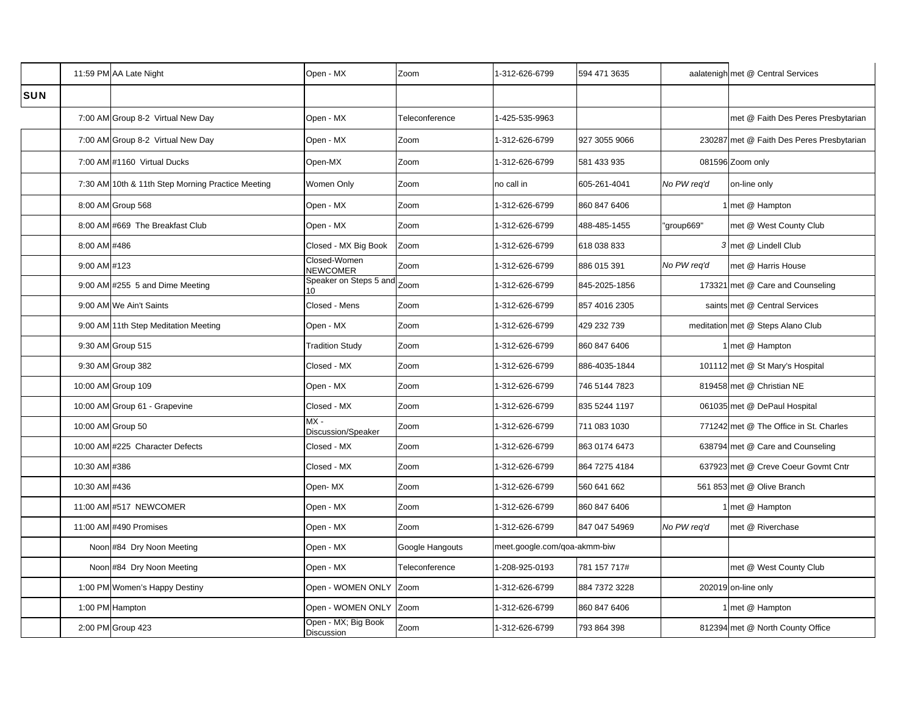| | | | | | | | | |
|---|---|---|---|---|---|---|---|---|
| | 11:59 PM | AA Late Night | Open - MX | Zoom | 1-312-626-6799 | 594 471 3635 | aalatenigh | met @ Central Services |
| **SUN** | | | | | | | | |
| | 7:00 AM | Group 8-2 Virtual New Day | Open - MX | Teleconference | 1-425-535-9963 | | | met @ Faith Des Peres Presbyterian |
| | 7:00 AM | Group 8-2 Virtual New Day | Open - MX | Zoom | 1-312-626-6799 | 927 3055 9066 | 230287 | met @ Faith Des Peres Presbyterian |
| | 7:00 AM | #1160 Virtual Ducks | Open-MX | Zoom | 1-312-626-6799 | 581 433 935 | 081596 | Zoom only |
| | 7:30 AM | 10th & 11th Step Morning Practice Meeting | Women Only | Zoom | no call in | 605-261-4041 | *No PW req'd* | on-line only |
| | 8:00 AM | Group 568 | Open - MX | Zoom | 1-312-626-6799 | 860 847 6406 | 1 | met @ Hampton |
| | 8:00 AM | #669 The Breakfast Club | Open - MX | Zoom | 1-312-626-6799 | 488-485-1455 | "group669" | met @ West County Club |
| | 8:00 AM | #486 | Closed - MX Big Book | Zoom | 1-312-626-6799 | 618 038 833 | *3* | met @ Lindell Club |
| | 9:00 AM | #123 | Closed-Women NEWCOMER | Zoom | 1-312-626-6799 | 886 015 391 | *No PW req'd* | met @ Harris House |
| | 9:00 AM | #255 5 and Dime Meeting | Speaker on Steps 5 and 10 | Zoom | 1-312-626-6799 | 845-2025-1856 | 173321 | met @ Care and Counseling |
| | 9:00 AM | We Ain't Saints | Closed - Mens | Zoom | 1-312-626-6799 | 857 4016 2305 | saints | met @ Central Services |
| | 9:00 AM | 11th Step Meditation Meeting | Open - MX | Zoom | 1-312-626-6799 | 429 232 739 | meditation | met @ Steps Alano Club |
| | 9:30 AM | Group 515 | Tradition Study | Zoom | 1-312-626-6799 | 860 847 6406 | 1 | met @ Hampton |
| | 9:30 AM | Group 382 | Closed - MX | Zoom | 1-312-626-6799 | 886-4035-1844 | 101112 | met @ St Mary's Hospital |
| | 10:00 AM | Group 109 | Open - MX | Zoom | 1-312-626-6799 | 746 5144 7823 | 819458 | met @ Christian NE |
| | 10:00 AM | Group 61 - Grapevine | Closed - MX | Zoom | 1-312-626-6799 | 835 5244 1197 | 061035 | met @ DePaul Hospital |
| | 10:00 AM | Group 50 | MX - Discussion/Speaker | Zoom | 1-312-626-6799 | 711 083 1030 | 771242 | met @ The Office in St. Charles |
| | 10:00 AM | #225 Character Defects | Closed - MX | Zoom | 1-312-626-6799 | 863 0174 6473 | 638794 | met @ Care and Counseling |
| | 10:30 AM | #386 | Closed - MX | Zoom | 1-312-626-6799 | 864 7275 4184 | 637923 | met @ Creve Coeur Govmt Cntr |
| | 10:30 AM | #436 | Open- MX | Zoom | 1-312-626-6799 | 560 641 662 | 561 853 | met @ Olive Branch |
| | 11:00 AM | #517 NEWCOMER | Open - MX | Zoom | 1-312-626-6799 | 860 847 6406 | 1 | met @ Hampton |
| | 11:00 AM | #490 Promises | Open - MX | Zoom | 1-312-626-6799 | 847 047 54969 | *No PW req'd* | met @ Riverchase |
| | Noon | #84 Dry Noon Meeting | Open - MX | Google Hangouts | meet.google.com/qoa-akmm-biw | | | |
| | Noon | #84 Dry Noon Meeting | Open - MX | Teleconference | 1-208-925-0193 | 781 157 717# | | met @ West County Club |
| | 1:00 PM | Women's Happy Destiny | Open - WOMEN ONLY | Zoom | 1-312-626-6799 | 884 7372 3228 | 202019 | on-line only |
| | 1:00 PM | Hampton | Open - WOMEN ONLY | Zoom | 1-312-626-6799 | 860 847 6406 | 1 | met @ Hampton |
| | 2:00 PM | Group 423 | Open - MX; Big Book Discussion | Zoom | 1-312-626-6799 | 793 864 398 | 812394 | met @ North County Office |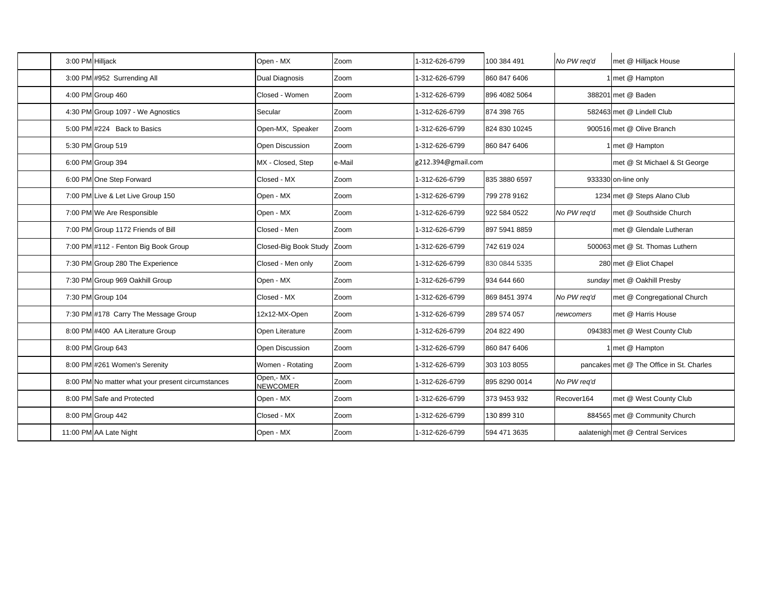| | | | | | | | | |
|---|---|---|---|---|---|---|---|---|
| | 3:00 PM | Hilljack | Open - MX | Zoom | 1-312-626-6799 | 100 384 491 | No PW req'd | met @ Hilljack House |
| | 3:00 PM | #952 Surrending All | Dual Diagnosis | Zoom | 1-312-626-6799 | 860 847 6406 | 1 | met @ Hampton |
| | 4:00 PM | Group 460 | Closed - Women | Zoom | 1-312-626-6799 | 896 4082 5064 | 388201 | met @ Baden |
| | 4:30 PM | Group 1097 - We Agnostics | Secular | Zoom | 1-312-626-6799 | 874 398 765 | 582463 | met @ Lindell Club |
| | 5:00 PM | #224 Back to Basics | Open-MX, Speaker | Zoom | 1-312-626-6799 | 824 830 10245 | 900516 | met @ Olive Branch |
| | 5:30 PM | Group 519 | Open Discussion | Zoom | 1-312-626-6799 | 860 847 6406 | 1 | met @ Hampton |
| | 6:00 PM | Group 394 | MX - Closed, Step | e-Mail | g212.394@gmail.com | | | met @ St Michael & St George |
| | 6:00 PM | One Step Forward | Closed - MX | Zoom | 1-312-626-6799 | 835 3880 6597 | 933330 | on-line only |
| | 7:00 PM | Live & Let Live Group 150 | Open - MX | Zoom | 1-312-626-6799 | 799 278 9162 | 1234 | met @ Steps Alano Club |
| | 7:00 PM | We Are Responsible | Open - MX | Zoom | 1-312-626-6799 | 922 584 0522 | No PW req'd | met @ Southside Church |
| | 7:00 PM | Group 1172 Friends of Bill | Closed - Men | Zoom | 1-312-626-6799 | 897 5941 8859 | | met @ Glendale Lutheran |
| | 7:00 PM | #112 - Fenton Big Book Group | Closed-Big Book Study | Zoom | 1-312-626-6799 | 742 619 024 | 500063 | met @ St. Thomas Luthern |
| | 7:30 PM | Group 280 The Experience | Closed - Men only | Zoom | 1-312-626-6799 | 830 0844 5335 | 280 | met @ Eliot Chapel |
| | 7:30 PM | Group 969 Oakhill Group | Open - MX | Zoom | 1-312-626-6799 | 934 644 660 | sunday | met @ Oakhill Presby |
| | 7:30 PM | Group 104 | Closed - MX | Zoom | 1-312-626-6799 | 869 8451 3974 | No PW req'd | met @ Congregational Church |
| | 7:30 PM | #178 Carry The Message Group | 12x12-MX-Open | Zoom | 1-312-626-6799 | 289 574 057 | newcomers | met @ Harris House |
| | 8:00 PM | #400 AA Literature Group | Open Literature | Zoom | 1-312-626-6799 | 204 822 490 | 094383 | met @ West County Club |
| | 8:00 PM | Group 643 | Open Discussion | Zoom | 1-312-626-6799 | 860 847 6406 | 1 | met @ Hampton |
| | 8:00 PM | #261 Women's Serenity | Women - Rotating | Zoom | 1-312-626-6799 | 303 103 8055 | pancakes | met @ The Office in St. Charles |
| | 8:00 PM | No matter what your present circumstances | Open,- MX - NEWCOMER | Zoom | 1-312-626-6799 | 895 8290 0014 | No PW req'd | |
| | 8:00 PM | Safe and Protected | Open - MX | Zoom | 1-312-626-6799 | 373 9453 932 | Recover164 | met @ West County Club |
| | 8:00 PM | Group 442 | Closed - MX | Zoom | 1-312-626-6799 | 130 899 310 | 884565 | met @ Community Church |
| | 11:00 PM | AA Late Night | Open - MX | Zoom | 1-312-626-6799 | 594 471 3635 | aalatenigh | met @ Central Services |